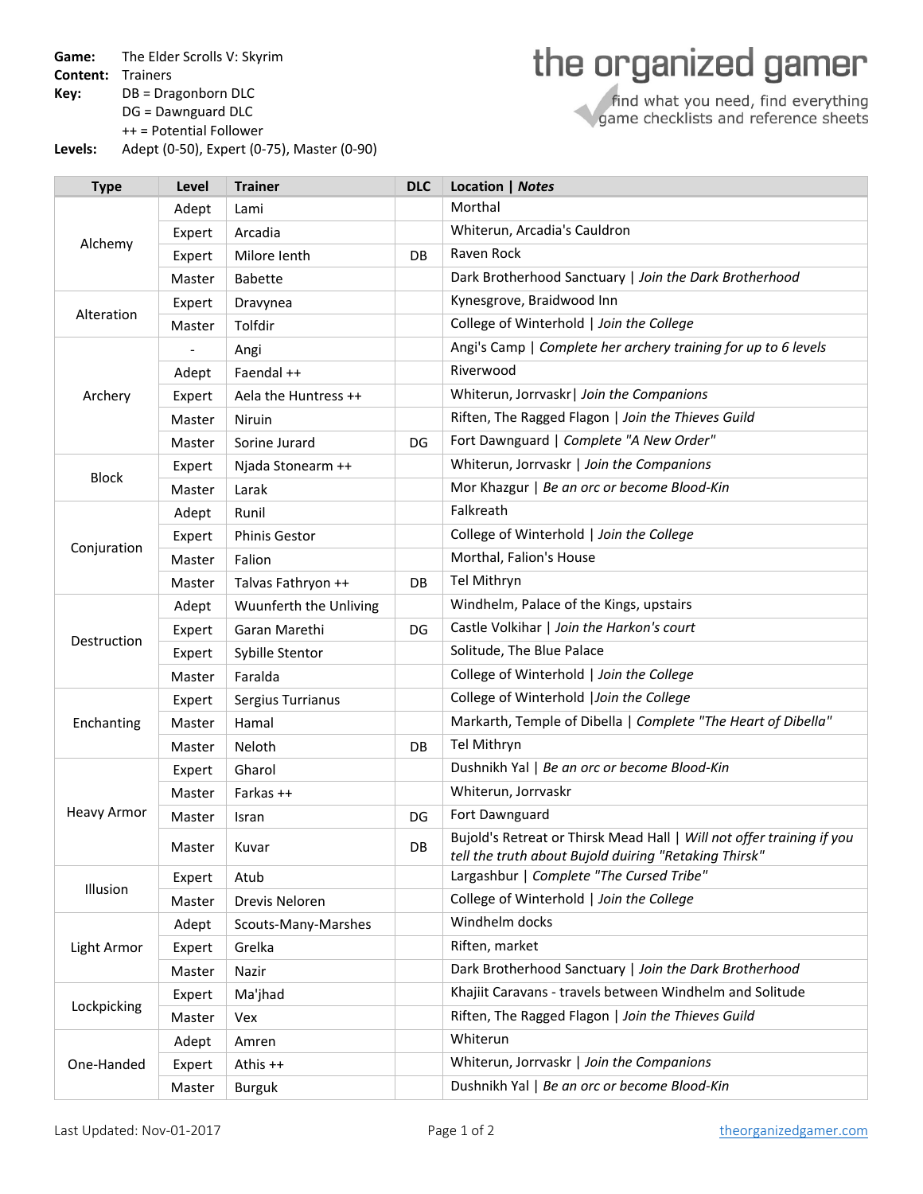**Game:** The Elder Scrolls V: Skyrim
**Content:** Trainers
**Key:** DB = Dragonborn DLC
DG = Dawnguard DLC
++ = Potential Follower
**Levels:** Adept (0-50), Expert (0-75), Master (0-90)

the organized gamer
find what you need, find everything
game checklists and reference sheets

| Type | Level | Trainer | DLC | Location \| *Notes* |
|---|---|---|---|---|
| Alchemy | Adept | Lami | | Morthal |
| | Expert | Arcadia | | Whiterun, Arcadia's Cauldron |
| | Expert | Milore Ienth | DB | Raven Rock |
| | Master | Babette | | Dark Brotherhood Sanctuary \| *Join the Dark Brotherhood* |
| Alteration | Expert | Dravynea | | Kynesgrove, Braidwood Inn |
| | Master | Tolfdir | | College of Winterhold \| *Join the College* |
| Archery | - | Angi | | Angi's Camp \| *Complete her archery training for up to 6 levels* |
| | Adept | Faendal ++ | | Riverwood |
| | Expert | Aela the Huntress ++ | | Whiterun, Jorrvaskr\| *Join the Companions* |
| | Master | Niruin | | Riften, The Ragged Flagon \| *Join the Thieves Guild* |
| | Master | Sorine Jurard | DG | Fort Dawnguard \| *Complete "A New Order"* |
| Block | Expert | Njada Stonearm ++ | | Whiterun, Jorrvaskr \| *Join the Companions* |
| | Master | Larak | | Mor Khazgur \| *Be an orc or become Blood-Kin* |
| Conjuration | Adept | Runil | | Falkreath |
| | Expert | Phinis Gestor | | College of Winterhold \| *Join the College* |
| | Master | Falion | | Morthal, Falion's House |
| | Master | Talvas Fathryon ++ | DB | Tel Mithryn |
| Destruction | Adept | Wuunferth the Unliving | | Windhelm, Palace of the Kings, upstairs |
| | Expert | Garan Marethi | DG | Castle Volkihar \| *Join the Harkon's court* |
| | Expert | Sybille Stentor | | Solitude, The Blue Palace |
| | Master | Faralda | | College of Winterhold \| *Join the College* |
| Enchanting | Expert | Sergius Turrianus | | College of Winterhold \|*Join the College* |
| | Master | Hamal | | Markarth, Temple of Dibella \| *Complete "The Heart of Dibella"* |
| | Master | Neloth | DB | Tel Mithryn |
| Heavy Armor | Expert | Gharol | | Dushnikh Yal \| *Be an orc or become Blood-Kin* |
| | Master | Farkas ++ | | Whiterun, Jorrvaskr |
| | Master | Isran | DG | Fort Dawnguard |
| | Master | Kuvar | DB | Bujold's Retreat or Thirsk Mead Hall \| *Will not offer training if you tell the truth about Bujold duiring "Retaking Thirsk"* |
| Illusion | Expert | Atub | | Largashbur \| *Complete "The Cursed Tribe"* |
| | Master | Drevis Neloren | | College of Winterhold \| *Join the College* |
| Light Armor | Adept | Scouts-Many-Marshes | | Windhelm docks |
| | Expert | Grelka | | Riften, market |
| | Master | Nazir | | Dark Brotherhood Sanctuary \| *Join the Dark Brotherhood* |
| Lockpicking | Expert | Ma'jhad | | Khajiit Caravans - travels between Windhelm and Solitude |
| | Master | Vex | | Riften, The Ragged Flagon \| *Join the Thieves Guild* |
| One-Handed | Adept | Amren | | Whiterun |
| | Expert | Athis ++ | | Whiterun, Jorrvaskr \| *Join the Companions* |
| | Master | Burguk | | Dushnikh Yal \| *Be an orc or become Blood-Kin* |

Last Updated: Nov-01-2017

theorganizedgamer.com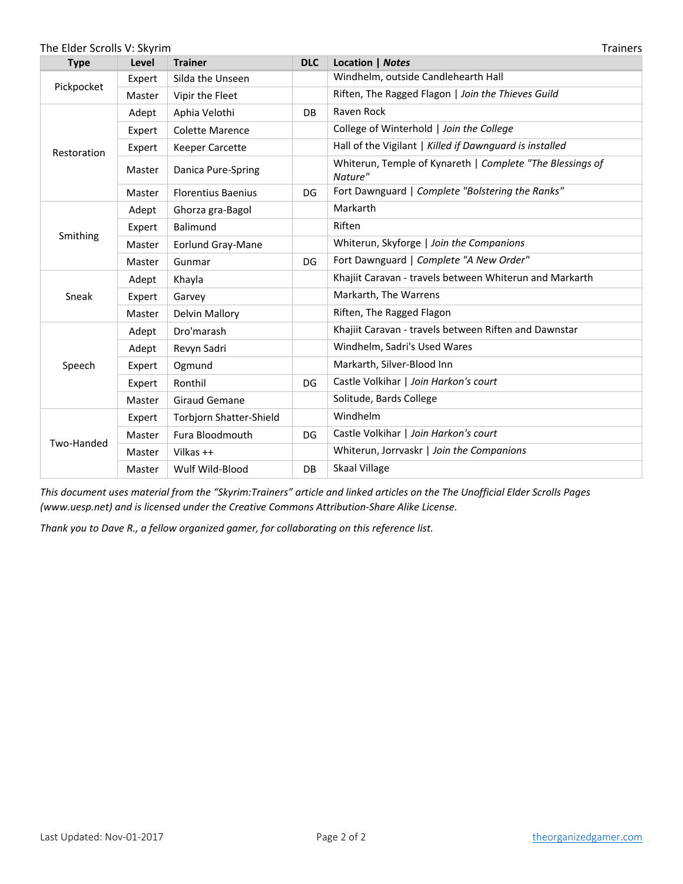| Type | Level | Trainer | DLC | Location \| *Notes* |
|---|---|---|---|---|
| Pickpocket | Expert | Silda the Unseen | | Windhelm, outside Candlehearth Hall |
| | Master | Vipir the Fleet | | Riften, The Ragged Flagon \| *Join the Thieves Guild* |
| Restoration | Adept | Aphia Velothi | DB | Raven Rock |
| | Expert | Colette Marence | | College of Winterhold \| *Join the College* |
| | Expert | Keeper Carcette | | Hall of the Vigilant \| *Killed if Dawnguard is installed* |
| | Master | Danica Pure-Spring | | Whiterun, Temple of Kynareth \| *Complete "The Blessings of Nature"* |
| | Master | Florentius Baenius | DG | Fort Dawnguard \| *Complete "Bolstering the Ranks"* |
| Smithing | Adept | Ghorza gra-Bagol | | Markarth |
| | Expert | Balimund | | Riften |
| | Master | Eorlund Gray-Mane | | Whiterun, Skyforge \| *Join the Companions* |
| | Master | Gunmar | DG | Fort Dawnguard \| *Complete "A New Order"* |
| Sneak | Adept | Khayla | | Khajiit Caravan - travels between Whiterun and Markarth |
| | Expert | Garvey | | Markarth, The Warrens |
| | Master | Delvin Mallory | | Riften, The Ragged Flagon |
| Speech | Adept | Dro'marash | | Khajiit Caravan - travels between Riften and Dawnstar |
| | Adept | Revyn Sadri | | Windhelm, Sadri's Used Wares |
| | Expert | Ogmund | | Markarth, Silver-Blood Inn |
| | Expert | Ronthil | DG | Castle Volkihar \| *Join Harkon's court* |
| | Master | Giraud Gemane | | Solitude, Bards College |
| Two-Handed | Expert | Torbjorn Shatter-Shield | | Windhelm |
| | Master | Fura Bloodmouth | DG | Castle Volkihar \| *Join Harkon's court* |
| | Master | Vilkas ++ | | Whiterun, Jorrvaskr \| *Join the Companions* |
| | Master | Wulf Wild-Blood | DB | Skaal Village |

*This document uses material from the "Skyrim:Trainers" article and linked articles on the The Unofficial Elder Scrolls Pages (www.uesp.net) and is licensed under the Creative Commons Attribution-Share Alike License.*

*Thank you to Dave R., a fellow organized gamer, for collaborating on this reference list.*

Last Updated: Nov-01-2017

theorganizedgamer.com